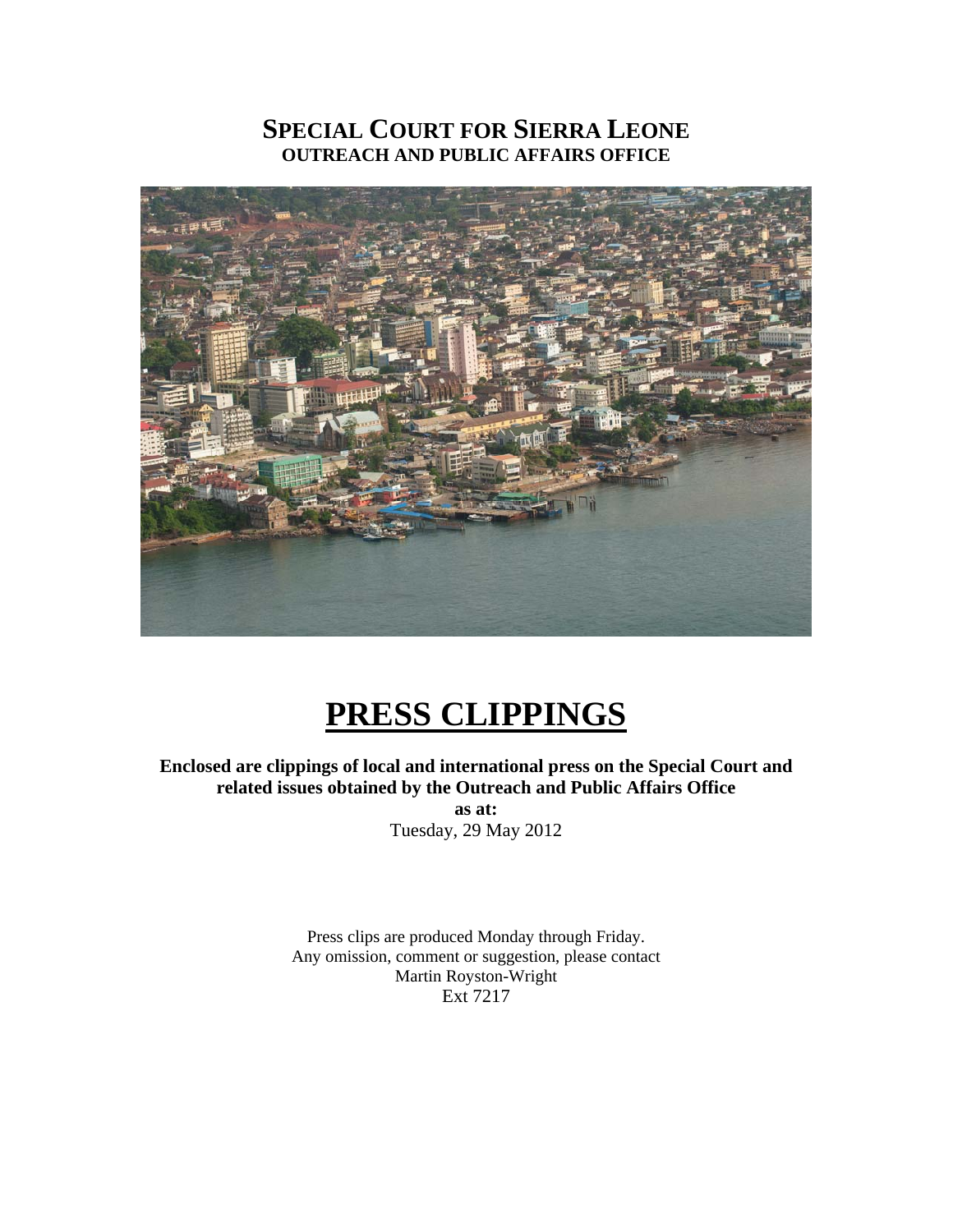# SPECIAL COURT FOR SIERRA LEONE
## OUTREACH AND PUBLIC AFFAIRS OFFICE

# PRESS CLIPPINGS

**Enclosed are clippings of local and international press on the Special Court and related issues obtained by the Outreach and Public Affairs Office**

**as at:**

Tuesday, 29 May 2012

Press clips are produced Monday through Friday.
Any omission, comment or suggestion, please contact
Martin Royston-Wright
Ext 7217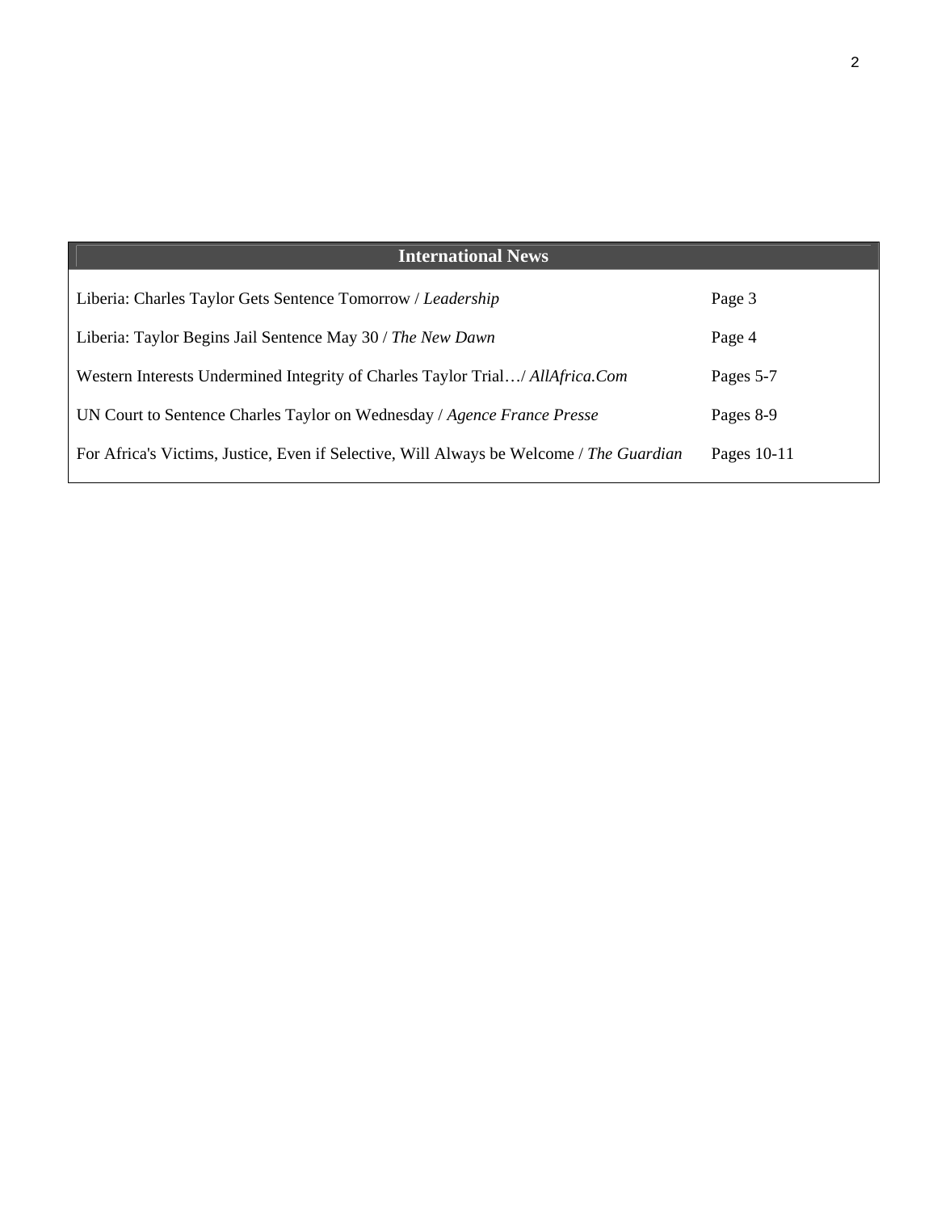| International News | |
|---|---|
| Liberia: Charles Taylor Gets Sentence Tomorrow / *Leadership* | Page 3 |
| Liberia: Taylor Begins Jail Sentence May 30 / *The New Dawn* | Page 4 |
| Western Interests Undermined Integrity of Charles Taylor Trial…/ *AllAfrica.Com* | Pages 5-7 |
| UN Court to Sentence Charles Taylor on Wednesday / *Agence France Presse* | Pages 8-9 |
| For Africa's Victims, Justice, Even if Selective, Will Always be Welcome / *The Guardian* | Pages 10-11 |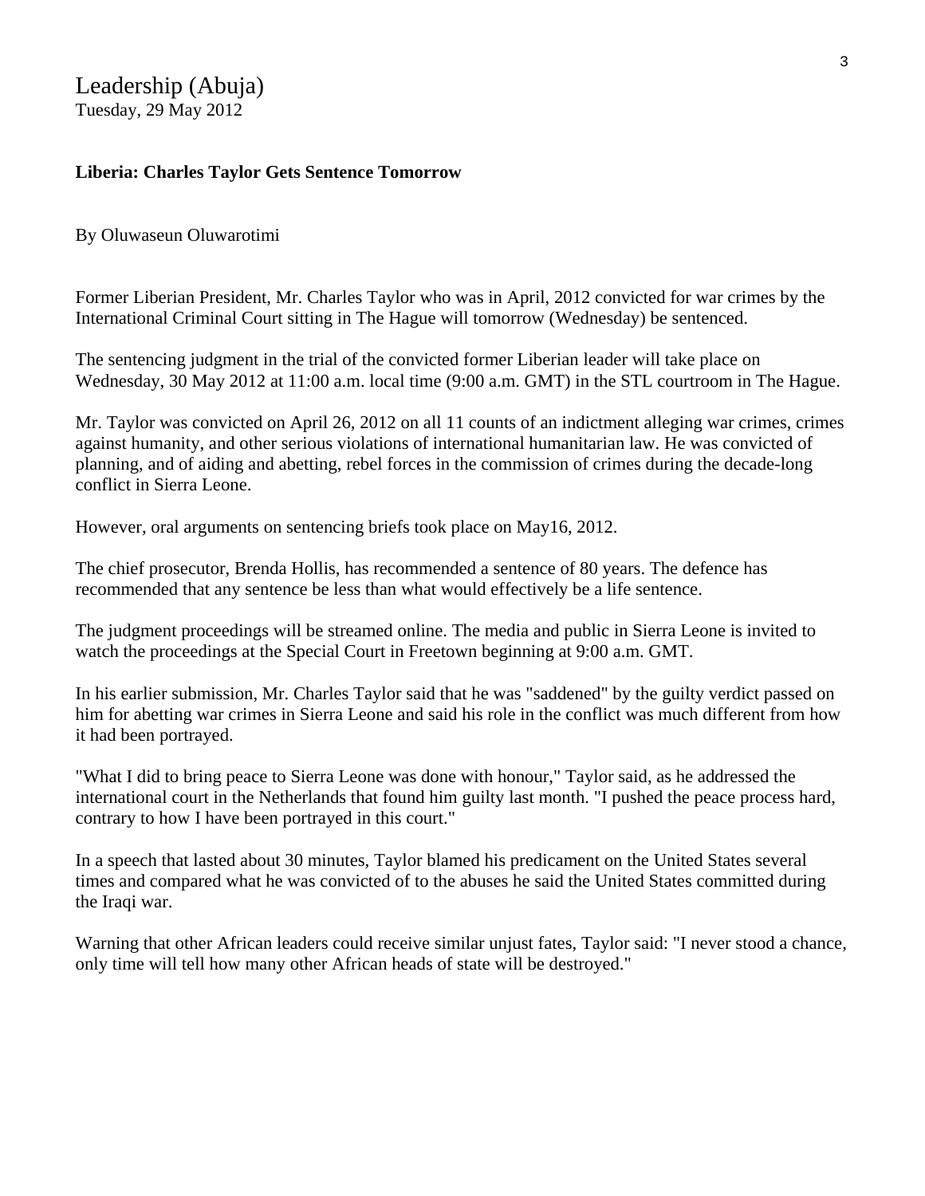Leadership (Abuja)
Tuesday, 29 May 2012

**Liberia: Charles Taylor Gets Sentence Tomorrow**

By Oluwaseun Oluwarotimi

Former Liberian President, Mr. Charles Taylor who was in April, 2012 convicted for war crimes by the International Criminal Court sitting in The Hague will tomorrow (Wednesday) be sentenced.

The sentencing judgment in the trial of the convicted former Liberian leader will take place on Wednesday, 30 May 2012 at 11:00 a.m. local time (9:00 a.m. GMT) in the STL courtroom in The Hague.

Mr. Taylor was convicted on April 26, 2012 on all 11 counts of an indictment alleging war crimes, crimes against humanity, and other serious violations of international humanitarian law. He was convicted of planning, and of aiding and abetting, rebel forces in the commission of crimes during the decade-long conflict in Sierra Leone.

However, oral arguments on sentencing briefs took place on May16, 2012.

The chief prosecutor, Brenda Hollis, has recommended a sentence of 80 years. The defence has recommended that any sentence be less than what would effectively be a life sentence.

The judgment proceedings will be streamed online. The media and public in Sierra Leone is invited to watch the proceedings at the Special Court in Freetown beginning at 9:00 a.m. GMT.

In his earlier submission, Mr. Charles Taylor said that he was "saddened" by the guilty verdict passed on him for abetting war crimes in Sierra Leone and said his role in the conflict was much different from how it had been portrayed.

"What I did to bring peace to Sierra Leone was done with honour," Taylor said, as he addressed the international court in the Netherlands that found him guilty last month. "I pushed the peace process hard, contrary to how I have been portrayed in this court."

In a speech that lasted about 30 minutes, Taylor blamed his predicament on the United States several times and compared what he was convicted of to the abuses he said the United States committed during the Iraqi war.

Warning that other African leaders could receive similar unjust fates, Taylor said: "I never stood a chance, only time will tell how many other African heads of state will be destroyed."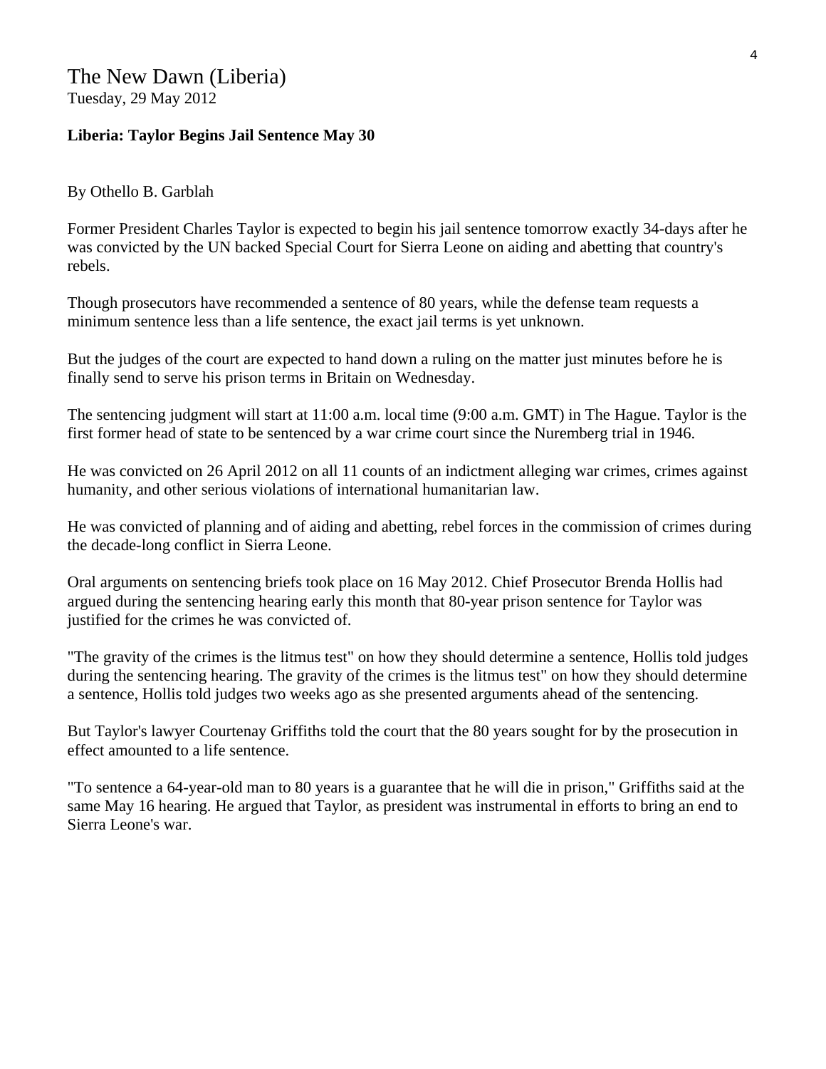The New Dawn (Liberia)
Tuesday, 29 May 2012

**Liberia: Taylor Begins Jail Sentence May 30**

By Othello B. Garblah

Former President Charles Taylor is expected to begin his jail sentence tomorrow exactly 34-days after he was convicted by the UN backed Special Court for Sierra Leone on aiding and abetting that country's rebels.

Though prosecutors have recommended a sentence of 80 years, while the defense team requests a minimum sentence less than a life sentence, the exact jail terms is yet unknown.

But the judges of the court are expected to hand down a ruling on the matter just minutes before he is finally send to serve his prison terms in Britain on Wednesday.

The sentencing judgment will start at 11:00 a.m. local time (9:00 a.m. GMT) in The Hague. Taylor is the first former head of state to be sentenced by a war crime court since the Nuremberg trial in 1946.

He was convicted on 26 April 2012 on all 11 counts of an indictment alleging war crimes, crimes against humanity, and other serious violations of international humanitarian law.

He was convicted of planning and of aiding and abetting, rebel forces in the commission of crimes during the decade-long conflict in Sierra Leone.

Oral arguments on sentencing briefs took place on 16 May 2012. Chief Prosecutor Brenda Hollis had argued during the sentencing hearing early this month that 80-year prison sentence for Taylor was justified for the crimes he was convicted of.

"The gravity of the crimes is the litmus test" on how they should determine a sentence, Hollis told judges during the sentencing hearing. The gravity of the crimes is the litmus test" on how they should determine a sentence, Hollis told judges two weeks ago as she presented arguments ahead of the sentencing.

But Taylor's lawyer Courtenay Griffiths told the court that the 80 years sought for by the prosecution in effect amounted to a life sentence.

"To sentence a 64-year-old man to 80 years is a guarantee that he will die in prison," Griffiths said at the same May 16 hearing. He argued that Taylor, as president was instrumental in efforts to bring an end to Sierra Leone's war.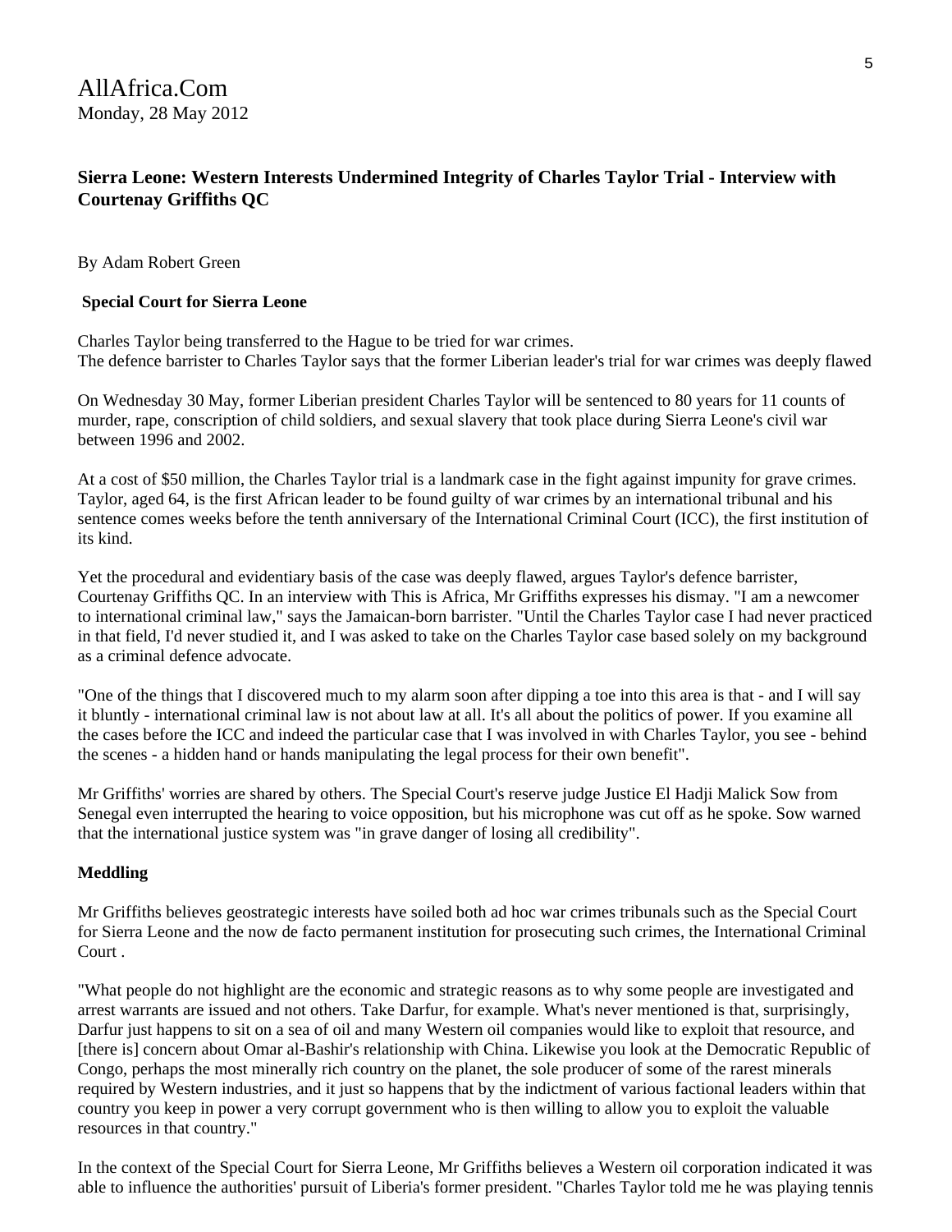AllAfrica.Com
Monday, 28 May 2012

### Sierra Leone: Western Interests Undermined Integrity of Charles Taylor Trial - Interview with Courtenay Griffiths QC

By Adam Robert Green

**Special Court for Sierra Leone**

Charles Taylor being transferred to the Hague to be tried for war crimes.
The defence barrister to Charles Taylor says that the former Liberian leader's trial for war crimes was deeply flawed

On Wednesday 30 May, former Liberian president Charles Taylor will be sentenced to 80 years for 11 counts of murder, rape, conscription of child soldiers, and sexual slavery that took place during Sierra Leone's civil war between 1996 and 2002.

At a cost of $50 million, the Charles Taylor trial is a landmark case in the fight against impunity for grave crimes. Taylor, aged 64, is the first African leader to be found guilty of war crimes by an international tribunal and his sentence comes weeks before the tenth anniversary of the International Criminal Court (ICC), the first institution of its kind.

Yet the procedural and evidentiary basis of the case was deeply flawed, argues Taylor's defence barrister, Courtenay Griffiths QC. In an interview with This is Africa, Mr Griffiths expresses his dismay. "I am a newcomer to international criminal law," says the Jamaican-born barrister. "Until the Charles Taylor case I had never practiced in that field, I'd never studied it, and I was asked to take on the Charles Taylor case based solely on my background as a criminal defence advocate.

"One of the things that I discovered much to my alarm soon after dipping a toe into this area is that - and I will say it bluntly - international criminal law is not about law at all. It's all about the politics of power. If you examine all the cases before the ICC and indeed the particular case that I was involved in with Charles Taylor, you see - behind the scenes - a hidden hand or hands manipulating the legal process for their own benefit".

Mr Griffiths' worries are shared by others. The Special Court's reserve judge Justice El Hadji Malick Sow from Senegal even interrupted the hearing to voice opposition, but his microphone was cut off as he spoke. Sow warned that the international justice system was "in grave danger of losing all credibility".

**Meddling**

Mr Griffiths believes geostrategic interests have soiled both ad hoc war crimes tribunals such as the Special Court for Sierra Leone and the now de facto permanent institution for prosecuting such crimes, the International Criminal Court .

"What people do not highlight are the economic and strategic reasons as to why some people are investigated and arrest warrants are issued and not others. Take Darfur, for example. What's never mentioned is that, surprisingly, Darfur just happens to sit on a sea of oil and many Western oil companies would like to exploit that resource, and [there is] concern about Omar al-Bashir's relationship with China. Likewise you look at the Democratic Republic of Congo, perhaps the most minerally rich country on the planet, the sole producer of some of the rarest minerals required by Western industries, and it just so happens that by the indictment of various factional leaders within that country you keep in power a very corrupt government who is then willing to allow you to exploit the valuable resources in that country."

In the context of the Special Court for Sierra Leone, Mr Griffiths believes a Western oil corporation indicated it was able to influence the authorities' pursuit of Liberia's former president. "Charles Taylor told me he was playing tennis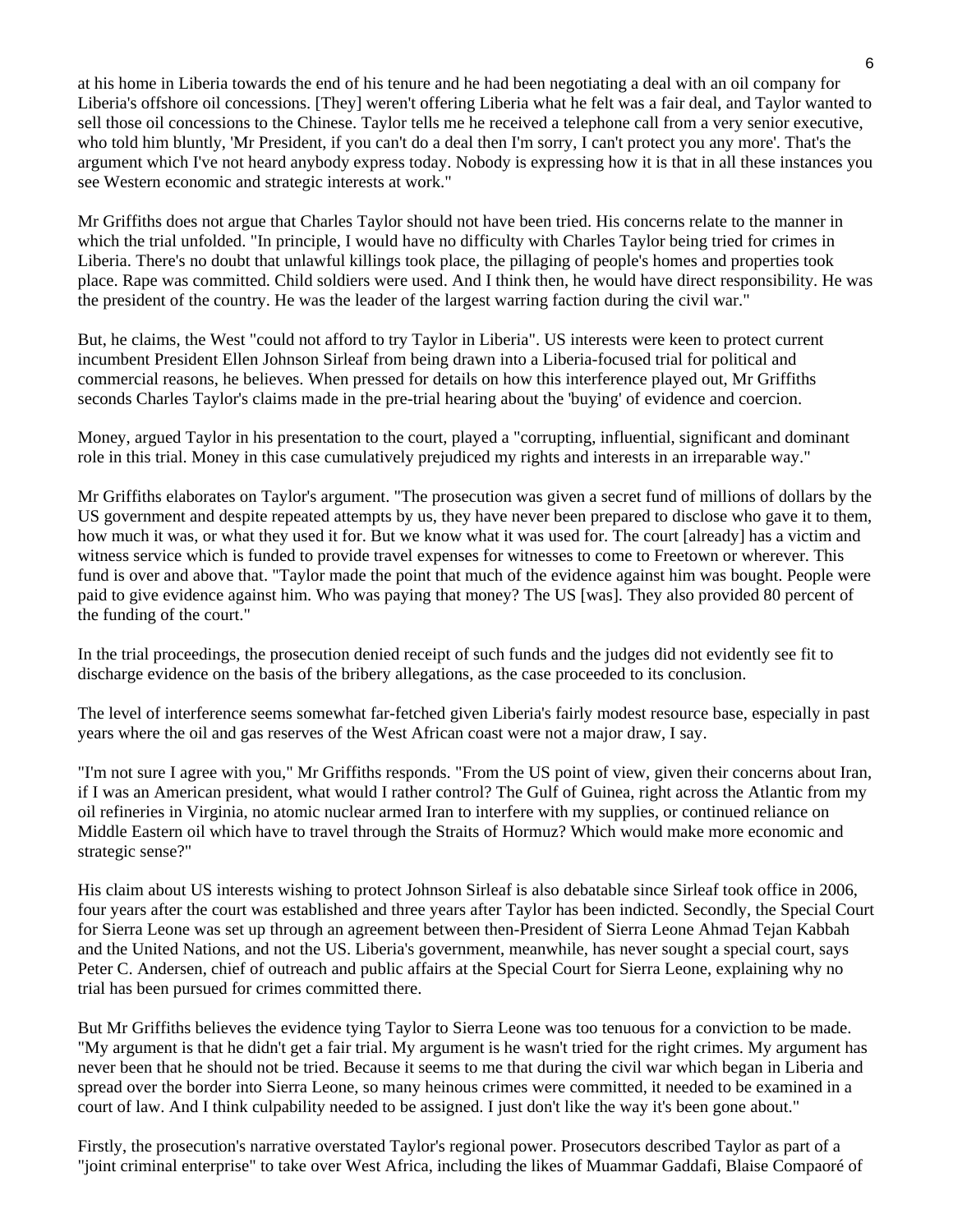at his home in Liberia towards the end of his tenure and he had been negotiating a deal with an oil company for Liberia's offshore oil concessions. [They] weren't offering Liberia what he felt was a fair deal, and Taylor wanted to sell those oil concessions to the Chinese. Taylor tells me he received a telephone call from a very senior executive, who told him bluntly, 'Mr President, if you can't do a deal then I'm sorry, I can't protect you any more'. That's the argument which I've not heard anybody express today. Nobody is expressing how it is that in all these instances you see Western economic and strategic interests at work."

Mr Griffiths does not argue that Charles Taylor should not have been tried. His concerns relate to the manner in which the trial unfolded. "In principle, I would have no difficulty with Charles Taylor being tried for crimes in Liberia. There's no doubt that unlawful killings took place, the pillaging of people's homes and properties took place. Rape was committed. Child soldiers were used. And I think then, he would have direct responsibility. He was the president of the country. He was the leader of the largest warring faction during the civil war."

But, he claims, the West "could not afford to try Taylor in Liberia". US interests were keen to protect current incumbent President Ellen Johnson Sirleaf from being drawn into a Liberia-focused trial for political and commercial reasons, he believes. When pressed for details on how this interference played out, Mr Griffiths seconds Charles Taylor's claims made in the pre-trial hearing about the 'buying' of evidence and coercion.

Money, argued Taylor in his presentation to the court, played a "corrupting, influential, significant and dominant role in this trial. Money in this case cumulatively prejudiced my rights and interests in an irreparable way."

Mr Griffiths elaborates on Taylor's argument. "The prosecution was given a secret fund of millions of dollars by the US government and despite repeated attempts by us, they have never been prepared to disclose who gave it to them, how much it was, or what they used it for. But we know what it was used for. The court [already] has a victim and witness service which is funded to provide travel expenses for witnesses to come to Freetown or wherever. This fund is over and above that. "Taylor made the point that much of the evidence against him was bought. People were paid to give evidence against him. Who was paying that money? The US [was]. They also provided 80 percent of the funding of the court."

In the trial proceedings, the prosecution denied receipt of such funds and the judges did not evidently see fit to discharge evidence on the basis of the bribery allegations, as the case proceeded to its conclusion.

The level of interference seems somewhat far-fetched given Liberia's fairly modest resource base, especially in past years where the oil and gas reserves of the West African coast were not a major draw, I say.

"I'm not sure I agree with you," Mr Griffiths responds. "From the US point of view, given their concerns about Iran, if I was an American president, what would I rather control? The Gulf of Guinea, right across the Atlantic from my oil refineries in Virginia, no atomic nuclear armed Iran to interfere with my supplies, or continued reliance on Middle Eastern oil which have to travel through the Straits of Hormuz? Which would make more economic and strategic sense?"

His claim about US interests wishing to protect Johnson Sirleaf is also debatable since Sirleaf took office in 2006, four years after the court was established and three years after Taylor has been indicted. Secondly, the Special Court for Sierra Leone was set up through an agreement between then-President of Sierra Leone Ahmad Tejan Kabbah and the United Nations, and not the US. Liberia's government, meanwhile, has never sought a special court, says Peter C. Andersen, chief of outreach and public affairs at the Special Court for Sierra Leone, explaining why no trial has been pursued for crimes committed there.

But Mr Griffiths believes the evidence tying Taylor to Sierra Leone was too tenuous for a conviction to be made. "My argument is that he didn't get a fair trial. My argument is he wasn't tried for the right crimes. My argument has never been that he should not be tried. Because it seems to me that during the civil war which began in Liberia and spread over the border into Sierra Leone, so many heinous crimes were committed, it needed to be examined in a court of law. And I think culpability needed to be assigned. I just don't like the way it's been gone about."

Firstly, the prosecution's narrative overstated Taylor's regional power. Prosecutors described Taylor as part of a "joint criminal enterprise" to take over West Africa, including the likes of Muammar Gaddafi, Blaise Compaoré of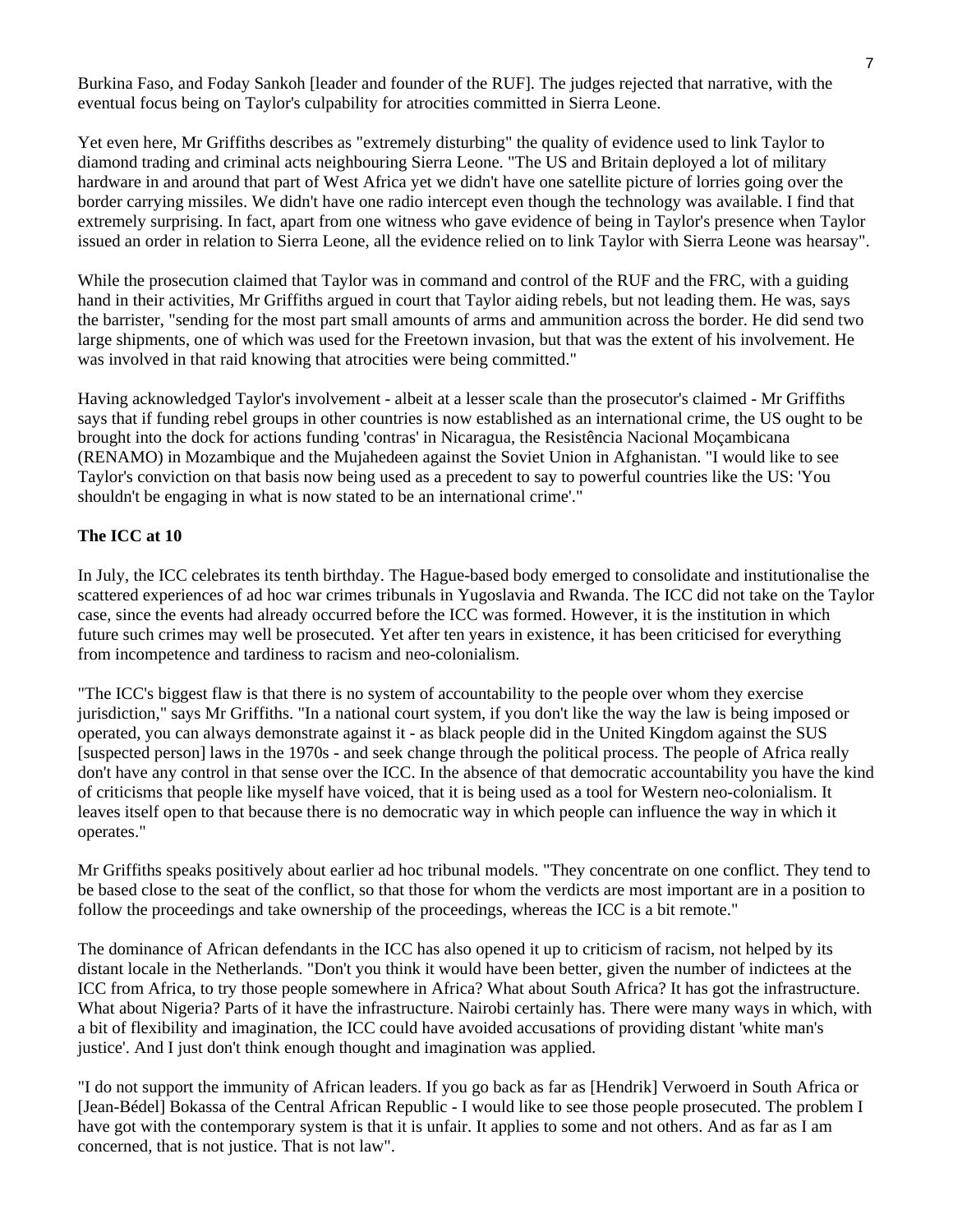Burkina Faso, and Foday Sankoh [leader and founder of the RUF]. The judges rejected that narrative, with the eventual focus being on Taylor's culpability for atrocities committed in Sierra Leone.

Yet even here, Mr Griffiths describes as "extremely disturbing" the quality of evidence used to link Taylor to diamond trading and criminal acts neighbouring Sierra Leone. "The US and Britain deployed a lot of military hardware in and around that part of West Africa yet we didn't have one satellite picture of lorries going over the border carrying missiles. We didn't have one radio intercept even though the technology was available. I find that extremely surprising. In fact, apart from one witness who gave evidence of being in Taylor's presence when Taylor issued an order in relation to Sierra Leone, all the evidence relied on to link Taylor with Sierra Leone was hearsay".

While the prosecution claimed that Taylor was in command and control of the RUF and the FRC, with a guiding hand in their activities, Mr Griffiths argued in court that Taylor aiding rebels, but not leading them. He was, says the barrister, "sending for the most part small amounts of arms and ammunition across the border. He did send two large shipments, one of which was used for the Freetown invasion, but that was the extent of his involvement. He was involved in that raid knowing that atrocities were being committed."

Having acknowledged Taylor's involvement - albeit at a lesser scale than the prosecutor's claimed - Mr Griffiths says that if funding rebel groups in other countries is now established as an international crime, the US ought to be brought into the dock for actions funding 'contras' in Nicaragua, the Resistência Nacional Moçambicana (RENAMO) in Mozambique and the Mujahedeen against the Soviet Union in Afghanistan. "I would like to see Taylor's conviction on that basis now being used as a precedent to say to powerful countries like the US: 'You shouldn't be engaging in what is now stated to be an international crime'."

**The ICC at 10**

In July, the ICC celebrates its tenth birthday. The Hague-based body emerged to consolidate and institutionalise the scattered experiences of ad hoc war crimes tribunals in Yugoslavia and Rwanda. The ICC did not take on the Taylor case, since the events had already occurred before the ICC was formed. However, it is the institution in which future such crimes may well be prosecuted. Yet after ten years in existence, it has been criticised for everything from incompetence and tardiness to racism and neo-colonialism.

"The ICC's biggest flaw is that there is no system of accountability to the people over whom they exercise jurisdiction," says Mr Griffiths. "In a national court system, if you don't like the way the law is being imposed or operated, you can always demonstrate against it - as black people did in the United Kingdom against the SUS [suspected person] laws in the 1970s - and seek change through the political process. The people of Africa really don't have any control in that sense over the ICC. In the absence of that democratic accountability you have the kind of criticisms that people like myself have voiced, that it is being used as a tool for Western neo-colonialism. It leaves itself open to that because there is no democratic way in which people can influence the way in which it operates."

Mr Griffiths speaks positively about earlier ad hoc tribunal models. "They concentrate on one conflict. They tend to be based close to the seat of the conflict, so that those for whom the verdicts are most important are in a position to follow the proceedings and take ownership of the proceedings, whereas the ICC is a bit remote."

The dominance of African defendants in the ICC has also opened it up to criticism of racism, not helped by its distant locale in the Netherlands. "Don't you think it would have been better, given the number of indictees at the ICC from Africa, to try those people somewhere in Africa? What about South Africa? It has got the infrastructure. What about Nigeria? Parts of it have the infrastructure. Nairobi certainly has. There were many ways in which, with a bit of flexibility and imagination, the ICC could have avoided accusations of providing distant 'white man's justice'. And I just don't think enough thought and imagination was applied.

"I do not support the immunity of African leaders. If you go back as far as [Hendrik] Verwoerd in South Africa or [Jean-Bédel] Bokassa of the Central African Republic - I would like to see those people prosecuted. The problem I have got with the contemporary system is that it is unfair. It applies to some and not others. And as far as I am concerned, that is not justice. That is not law".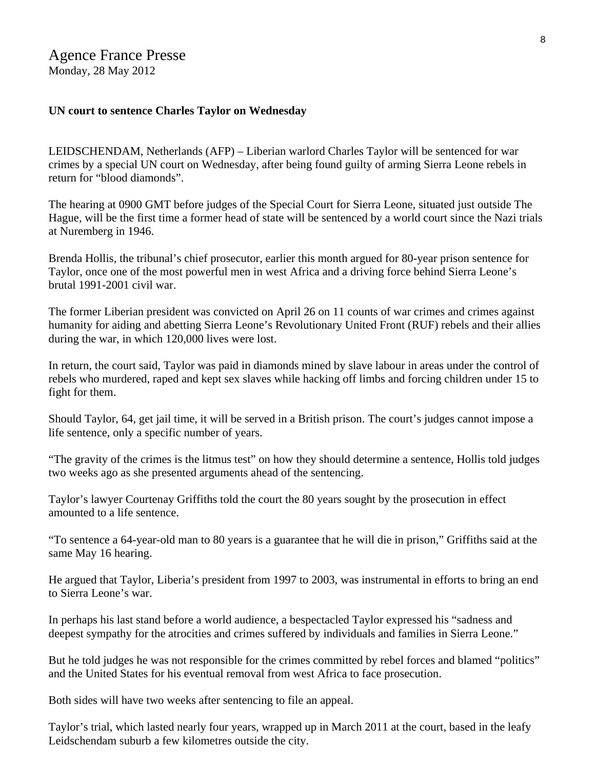Agence France Presse
Monday, 28 May 2012

**UN court to sentence Charles Taylor on Wednesday**

LEIDSCHENDAM, Netherlands (AFP) – Liberian warlord Charles Taylor will be sentenced for war crimes by a special UN court on Wednesday, after being found guilty of arming Sierra Leone rebels in return for "blood diamonds".

The hearing at 0900 GMT before judges of the Special Court for Sierra Leone, situated just outside The Hague, will be the first time a former head of state will be sentenced by a world court since the Nazi trials at Nuremberg in 1946.

Brenda Hollis, the tribunal's chief prosecutor, earlier this month argued for 80-year prison sentence for Taylor, once one of the most powerful men in west Africa and a driving force behind Sierra Leone's brutal 1991-2001 civil war.

The former Liberian president was convicted on April 26 on 11 counts of war crimes and crimes against humanity for aiding and abetting Sierra Leone's Revolutionary United Front (RUF) rebels and their allies during the war, in which 120,000 lives were lost.

In return, the court said, Taylor was paid in diamonds mined by slave labour in areas under the control of rebels who murdered, raped and kept sex slaves while hacking off limbs and forcing children under 15 to fight for them.

Should Taylor, 64, get jail time, it will be served in a British prison. The court's judges cannot impose a life sentence, only a specific number of years.

"The gravity of the crimes is the litmus test" on how they should determine a sentence, Hollis told judges two weeks ago as she presented arguments ahead of the sentencing.

Taylor's lawyer Courtenay Griffiths told the court the 80 years sought by the prosecution in effect amounted to a life sentence.

"To sentence a 64-year-old man to 80 years is a guarantee that he will die in prison," Griffiths said at the same May 16 hearing.

He argued that Taylor, Liberia's president from 1997 to 2003, was instrumental in efforts to bring an end to Sierra Leone's war.

In perhaps his last stand before a world audience, a bespectacled Taylor expressed his "sadness and deepest sympathy for the atrocities and crimes suffered by individuals and families in Sierra Leone."

But he told judges he was not responsible for the crimes committed by rebel forces and blamed "politics" and the United States for his eventual removal from west Africa to face prosecution.

Both sides will have two weeks after sentencing to file an appeal.

Taylor's trial, which lasted nearly four years, wrapped up in March 2011 at the court, based in the leafy Leidschendam suburb a few kilometres outside the city.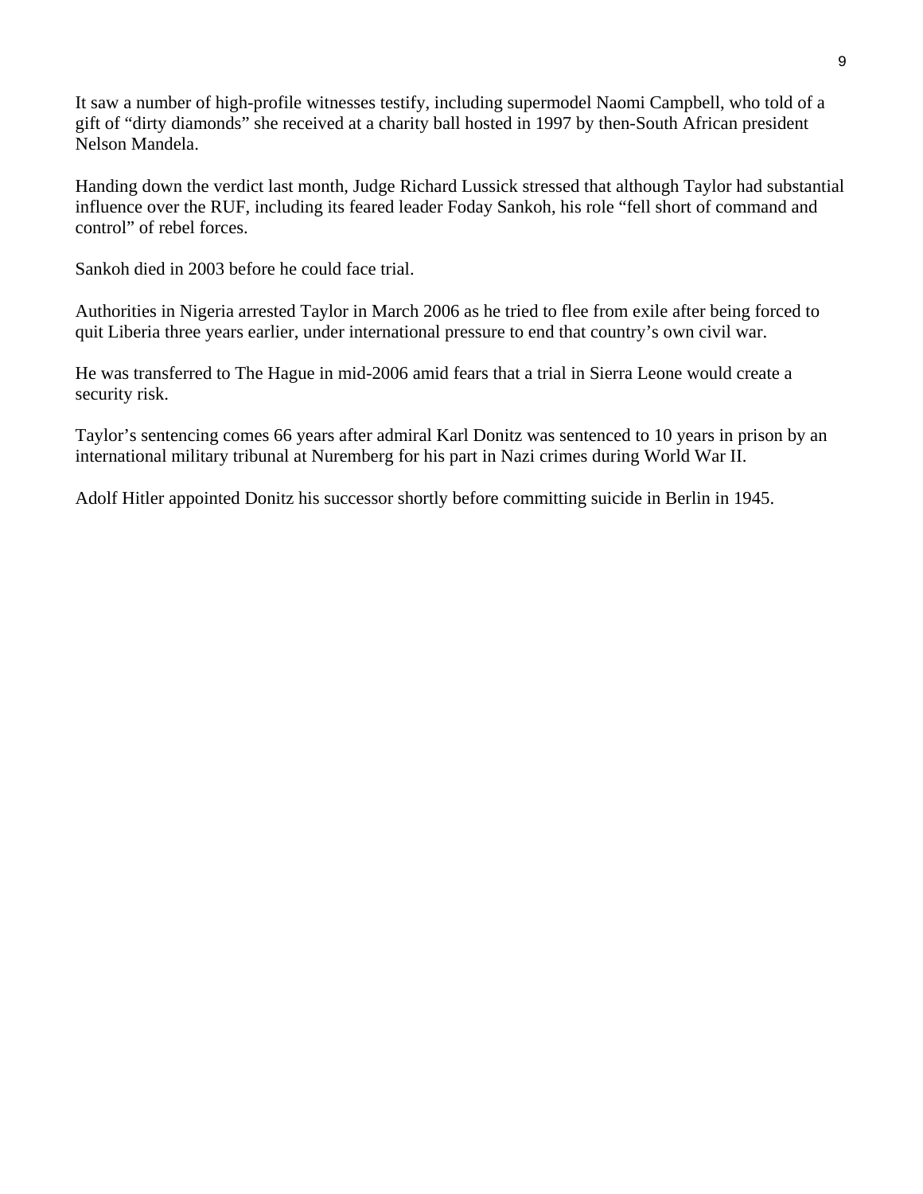It saw a number of high-profile witnesses testify, including supermodel Naomi Campbell, who told of a gift of “dirty diamonds” she received at a charity ball hosted in 1997 by then-South African president Nelson Mandela.

Handing down the verdict last month, Judge Richard Lussick stressed that although Taylor had substantial influence over the RUF, including its feared leader Foday Sankoh, his role “fell short of command and control” of rebel forces.

Sankoh died in 2003 before he could face trial.

Authorities in Nigeria arrested Taylor in March 2006 as he tried to flee from exile after being forced to quit Liberia three years earlier, under international pressure to end that country’s own civil war.

He was transferred to The Hague in mid-2006 amid fears that a trial in Sierra Leone would create a security risk.

Taylor’s sentencing comes 66 years after admiral Karl Donitz was sentenced to 10 years in prison by an international military tribunal at Nuremberg for his part in Nazi crimes during World War II.

Adolf Hitler appointed Donitz his successor shortly before committing suicide in Berlin in 1945.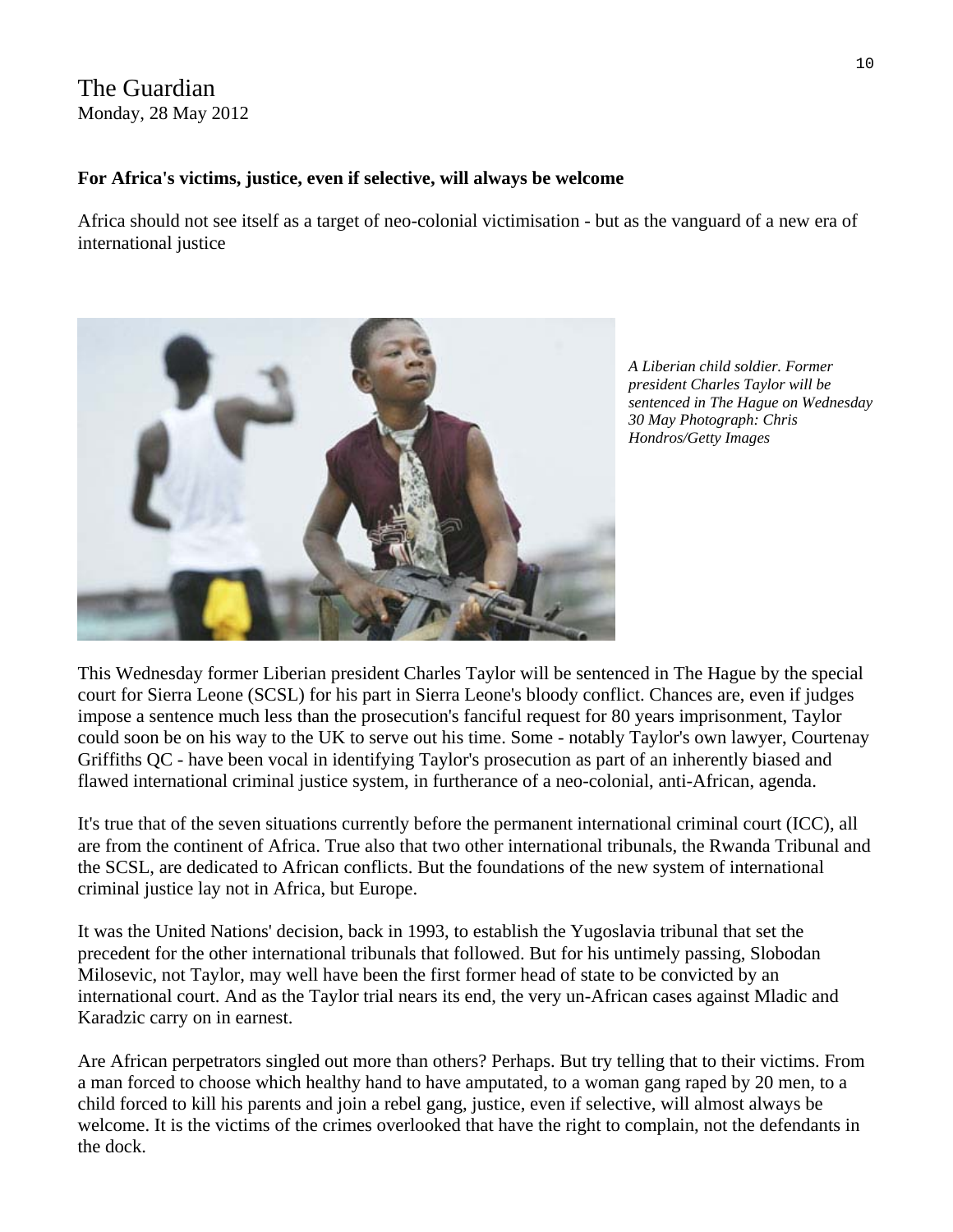The Guardian
Monday, 28 May 2012

**For Africa's victims, justice, even if selective, will always be welcome**

Africa should not see itself as a target of neo-colonial victimisation - but as the vanguard of a new era of international justice

*A Liberian child soldier. Former president Charles Taylor will be sentenced in The Hague on Wednesday 30 May Photograph: Chris Hondros/Getty Images*

This Wednesday former Liberian president Charles Taylor will be sentenced in The Hague by the special court for Sierra Leone (SCSL) for his part in Sierra Leone's bloody conflict. Chances are, even if judges impose a sentence much less than the prosecution's fanciful request for 80 years imprisonment, Taylor could soon be on his way to the UK to serve out his time. Some - notably Taylor's own lawyer, Courtenay Griffiths QC - have been vocal in identifying Taylor's prosecution as part of an inherently biased and flawed international criminal justice system, in furtherance of a neo-colonial, anti-African, agenda.

It's true that of the seven situations currently before the permanent international criminal court (ICC), all are from the continent of Africa. True also that two other international tribunals, the Rwanda Tribunal and the SCSL, are dedicated to African conflicts. But the foundations of the new system of international criminal justice lay not in Africa, but Europe.

It was the United Nations' decision, back in 1993, to establish the Yugoslavia tribunal that set the precedent for the other international tribunals that followed. But for his untimely passing, Slobodan Milosevic, not Taylor, may well have been the first former head of state to be convicted by an international court. And as the Taylor trial nears its end, the very un-African cases against Mladic and Karadzic carry on in earnest.

Are African perpetrators singled out more than others? Perhaps. But try telling that to their victims. From a man forced to choose which healthy hand to have amputated, to a woman gang raped by 20 men, to a child forced to kill his parents and join a rebel gang, justice, even if selective, will almost always be welcome. It is the victims of the crimes overlooked that have the right to complain, not the defendants in the dock.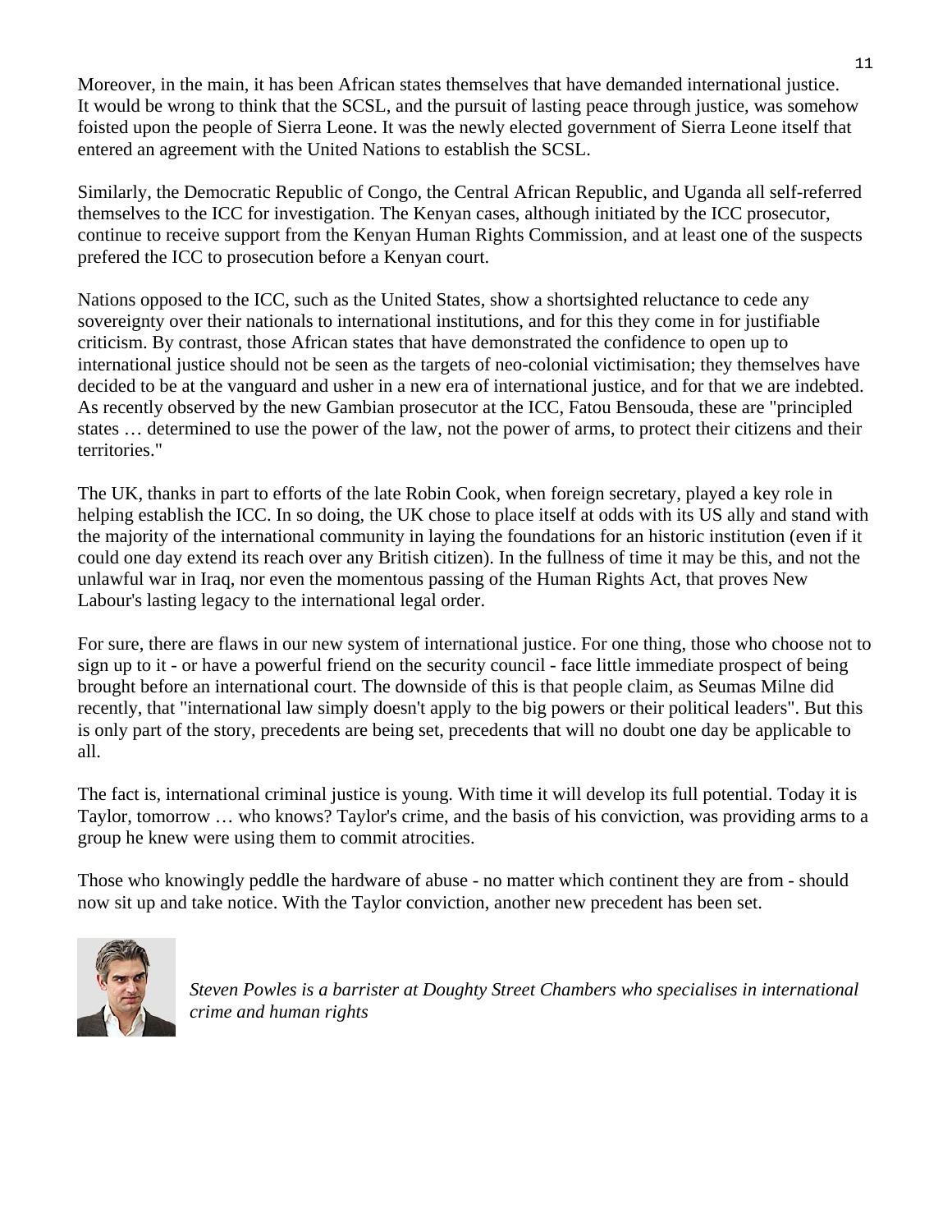Moreover, in the main, it has been African states themselves that have demanded international justice. It would be wrong to think that the SCSL, and the pursuit of lasting peace through justice, was somehow foisted upon the people of Sierra Leone. It was the newly elected government of Sierra Leone itself that entered an agreement with the United Nations to establish the SCSL.

Similarly, the Democratic Republic of Congo, the Central African Republic, and Uganda all self-referred themselves to the ICC for investigation. The Kenyan cases, although initiated by the ICC prosecutor, continue to receive support from the Kenyan Human Rights Commission, and at least one of the suspects prefered the ICC to prosecution before a Kenyan court.

Nations opposed to the ICC, such as the United States, show a shortsighted reluctance to cede any sovereignty over their nationals to international institutions, and for this they come in for justifiable criticism. By contrast, those African states that have demonstrated the confidence to open up to international justice should not be seen as the targets of neo-colonial victimisation; they themselves have decided to be at the vanguard and usher in a new era of international justice, and for that we are indebted. As recently observed by the new Gambian prosecutor at the ICC, Fatou Bensouda, these are "principled states … determined to use the power of the law, not the power of arms, to protect their citizens and their territories."

The UK, thanks in part to efforts of the late Robin Cook, when foreign secretary, played a key role in helping establish the ICC. In so doing, the UK chose to place itself at odds with its US ally and stand with the majority of the international community in laying the foundations for an historic institution (even if it could one day extend its reach over any British citizen). In the fullness of time it may be this, and not the unlawful war in Iraq, nor even the momentous passing of the Human Rights Act, that proves New Labour's lasting legacy to the international legal order.

For sure, there are flaws in our new system of international justice. For one thing, those who choose not to sign up to it - or have a powerful friend on the security council - face little immediate prospect of being brought before an international court. The downside of this is that people claim, as Seumas Milne did recently, that "international law simply doesn't apply to the big powers or their political leaders". But this is only part of the story, precedents are being set, precedents that will no doubt one day be applicable to all.

The fact is, international criminal justice is young. With time it will develop its full potential. Today it is Taylor, tomorrow … who knows? Taylor's crime, and the basis of his conviction, was providing arms to a group he knew were using them to commit atrocities.

Those who knowingly peddle the hardware of abuse - no matter which continent they are from - should now sit up and take notice. With the Taylor conviction, another new precedent has been set.

*Steven Powles is a barrister at Doughty Street Chambers who specialises in international crime and human rights*